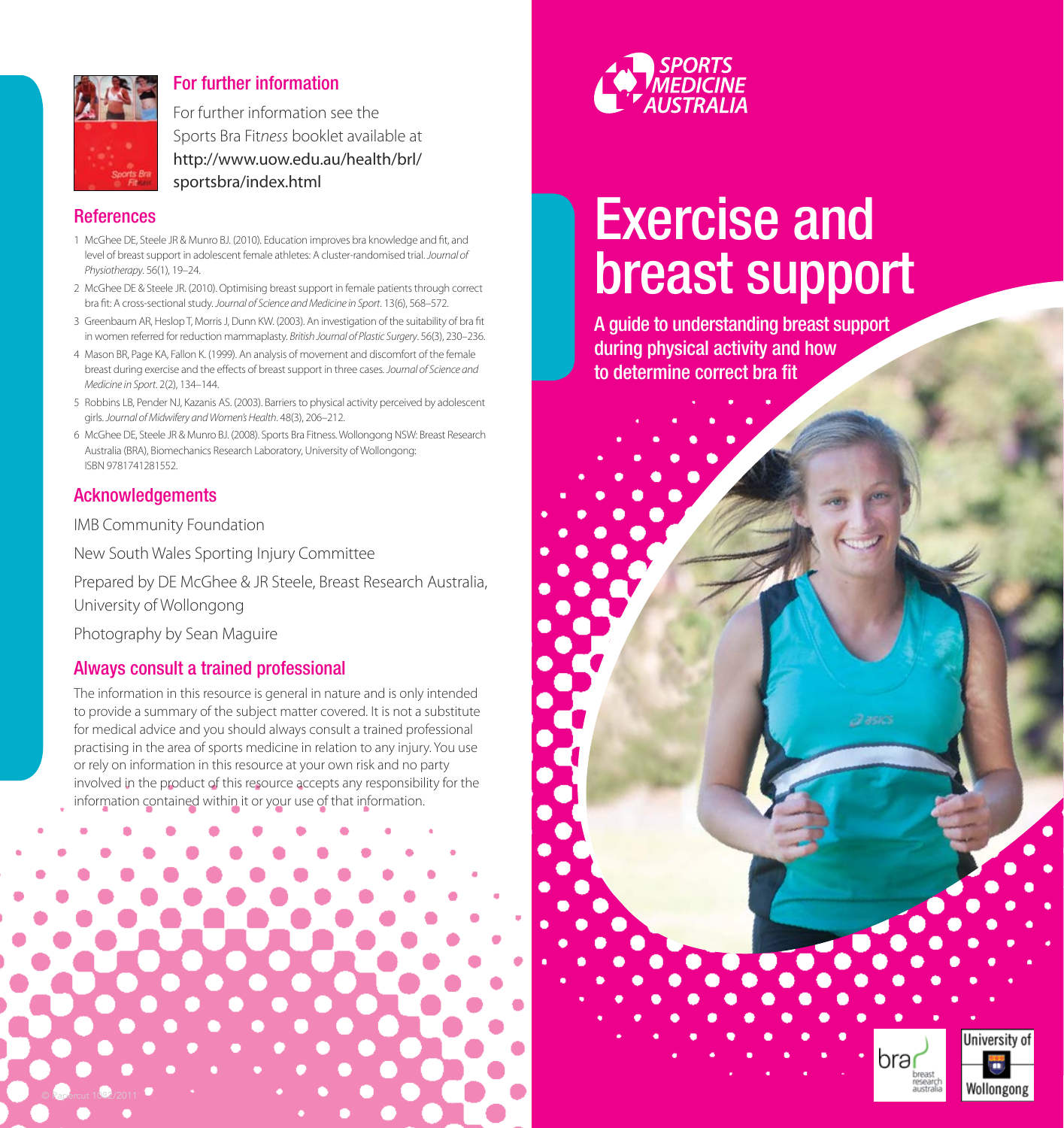## For further information

For further information see the Sports Bra Fit*ness* booklet available at http://www.uow.edu.au/health/brl/sportsbra/index.html

## References

1. McGhee DE, Steele JR & Munro BJ. (2010). Education improves bra knowledge and fit, and level of breast support in adolescent female athletes: A cluster-randomised trial. *Journal of Physiotherapy*. 56(1), 19–24.
2. McGhee DE & Steele JR. (2010). Optimising breast support in female patients through correct bra fit: A cross-sectional study. *Journal of Science and Medicine in Sport*. 13(6), 568–572.
3. Greenbaum AR, Heslop T, Morris J, Dunn KW. (2003). An investigation of the suitability of bra fit in women referred for reduction mammaplasty. *British Journal of Plastic Surgery*. 56(3), 230–236.
4. Mason BR, Page KA, Fallon K. (1999). An analysis of movement and discomfort of the female breast during exercise and the effects of breast support in three cases. *Journal of Science and Medicine in Sport*. 2(2), 134–144.
5. Robbins LB, Pender NJ, Kazanis AS. (2003). Barriers to physical activity perceived by adolescent girls. *Journal of Midwifery and Women's Health*. 48(3), 206–212.
6. McGhee DE, Steele JR & Munro BJ. (2008). Sports Bra Fitness. Wollongong NSW: Breast Research Australia (BRA), Biomechanics Research Laboratory, University of Wollongong: ISBN 9781741281552.

## Acknowledgements

IMB Community Foundation

New South Wales Sporting Injury Committee

Prepared by DE McGhee & JR Steele, Breast Research Australia, University of Wollongong

Photography by Sean Maguire

## Always consult a trained professional

The information in this resource is general in nature and is only intended to provide a summary of the subject matter covered. It is not a substitute for medical advice and you should always consult a trained professional practising in the area of sports medicine in relation to any injury. You use or rely on information in this resource at your own risk and no party involved in the product of this resource accepts any responsibility for the information contained within it or your use of that information.

© Papercut 10082/2011

SPORTS MEDICINE AUSTRALIA

# Exercise and breast support

**A guide to understanding breast support during physical activity and how to determine correct bra fit**

bra breast research australia

University of Wollongong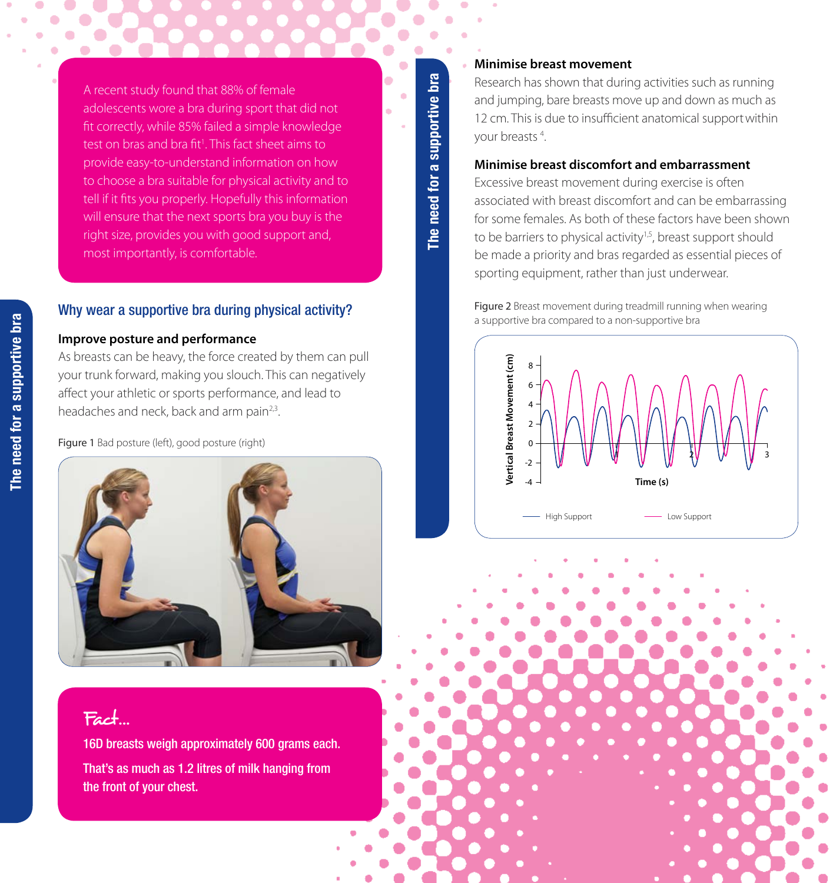A recent study found that 88% of female adolescents wore a bra during sport that did not fit correctly, while 85% failed a simple knowledge test on bras and bra fit[1]. This fact sheet aims to provide easy-to-understand information on how to choose a bra suitable for physical activity and to tell if it fits you properly. Hopefully this information will ensure that the next sports bra you buy is the right size, provides you with good support and, most importantly, is comfortable.

## Why wear a supportive bra during physical activity?

### Improve posture and performance

As breasts can be heavy, the force created by them can pull your trunk forward, making you slouch. This can negatively affect your athletic or sports performance, and lead to headaches and neck, back and arm pain[2,3].

Figure 1 Bad posture (left), good posture (right)

**Fact...**

**16D breasts weigh approximately 600 grams each.**

**That's as much as 1.2 litres of milk hanging from the front of your chest.**

### Minimise breast movement

Research has shown that during activities such as running and jumping, bare breasts move up and down as much as 12 cm. This is due to insufficient anatomical support within your breasts[4].

### Minimise breast discomfort and embarrassment

Excessive breast movement during exercise is often associated with breast discomfort and can be embarrassing for some females. As both of these factors have been shown to be barriers to physical activity[1,5], breast support should be made a priority and bras regarded as essential pieces of sporting equipment, rather than just underwear.

Figure 2 Breast movement during treadmill running when wearing a supportive bra compared to a non-supportive bra

(Graph: Vertical Breast Movement (cm) vs Time (s); legend: High Support, Low Support)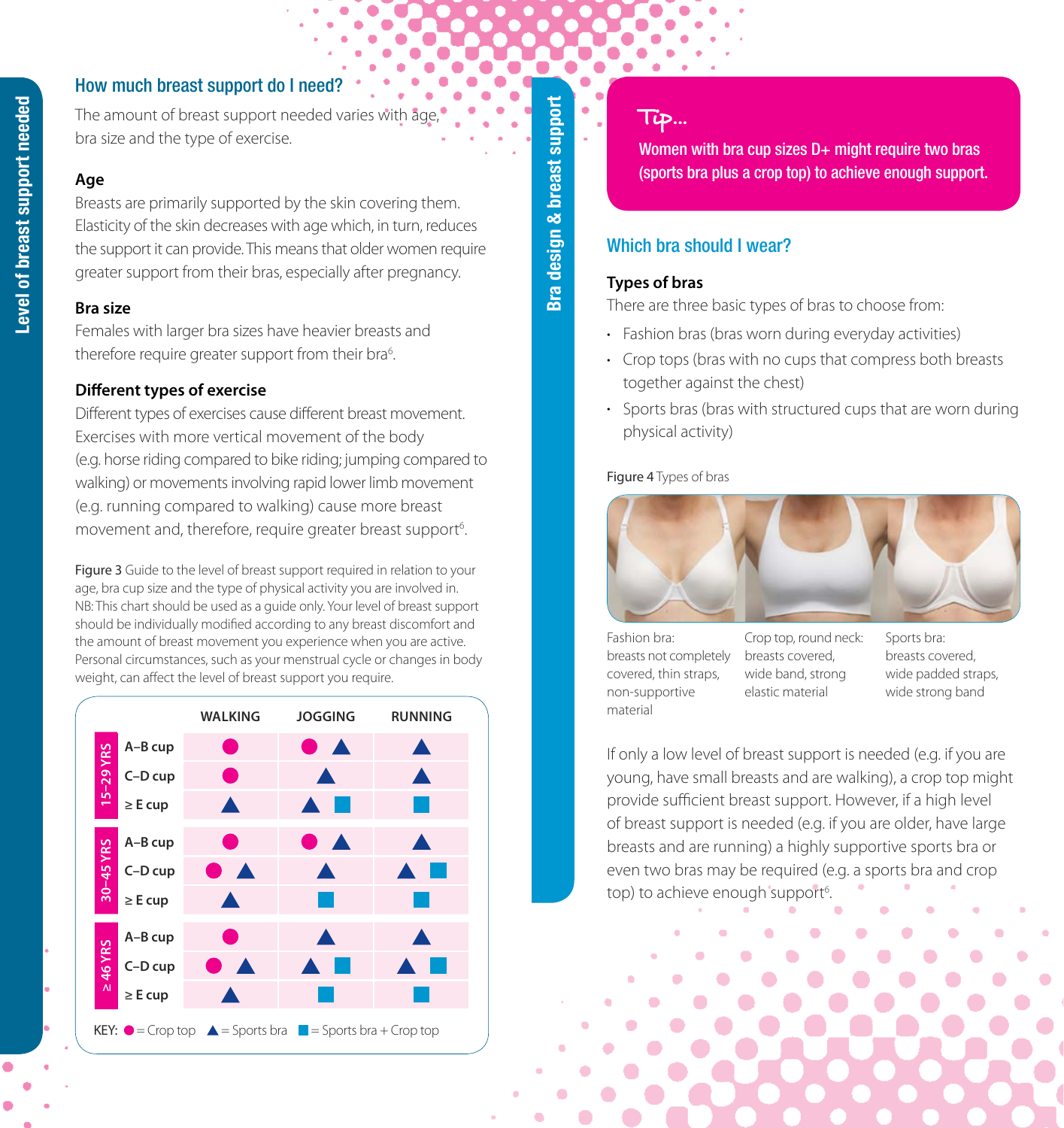## Level of breast support needed

### How much breast support do I need?

The amount of breast support needed varies with age, bra size and the type of exercise.

**Age**

Breasts are primarily supported by the skin covering them. Elasticity of the skin decreases with age which, in turn, reduces the support it can provide. This means that older women require greater support from their bras, especially after pregnancy.

**Bra size**

Females with larger bra sizes have heavier breasts and therefore require greater support from their bra[6].

**Different types of exercise**

Different types of exercises cause different breast movement. Exercises with more vertical movement of the body (e.g. horse riding compared to bike riding; jumping compared to walking) or movements involving rapid lower limb movement (e.g. running compared to walking) cause more breast movement and, therefore, require greater breast support[6].

**Figure 3** Guide to the level of breast support required in relation to your age, bra cup size and the type of physical activity you are involved in. NB: This chart should be used as a guide only. Your level of breast support should be individually modified according to any breast discomfort and the amount of breast movement you experience when you are active. Personal circumstances, such as your menstrual cycle or changes in body weight, can affect the level of breast support you require.

| Age | Cup size | WALKING | JOGGING | RUNNING |
|---|---|---|---|---|
| 15–29 YRS | A–B cup | ● | ● ▲ | ▲ |
| | C–D cup | ● | ▲ | ▲ |
| | ≥ E cup | ▲ | ▲ ■ | ■ |
| 30–45 YRS | A–B cup | ● | ● ▲ | ▲ |
| | C–D cup | ● ▲ | ▲ | ▲ ■ |
| | ≥ E cup | ▲ | ■ | ■ |
| ≥ 46 YRS | A–B cup | ● | ▲ | ▲ |
| | C–D cup | ● ▲ | ▲ ■ | ▲ ■ |
| | ≥ E cup | ▲ | ■ | ■ |

KEY: ● = Crop top ▲ = Sports bra ■ = Sports bra + Crop top

## Bra design & breast support

**Tip...**

Women with bra cup sizes D+ might require two bras (sports bra plus a crop top) to achieve enough support.

### Which bra should I wear?

**Types of bras**

There are three basic types of bras to choose from:

- Fashion bras (bras worn during everyday activities)
- Crop tops (bras with no cups that compress both breasts together against the chest)
- Sports bras (bras with structured cups that are worn during physical activity)

**Figure 4** Types of bras

Fashion bra: breasts not completely covered, thin straps, non-supportive material

Crop top, round neck: breasts covered, wide band, strong elastic material

Sports bra: breasts covered, wide padded straps, wide strong band

If only a low level of breast support is needed (e.g. if you are young, have small breasts and are walking), a crop top might provide sufficient breast support. However, if a high level of breast support is needed (e.g. if you are older, have large breasts and are running) a highly supportive sports bra or even two bras may be required (e.g. a sports bra and crop top) to achieve enough support[6].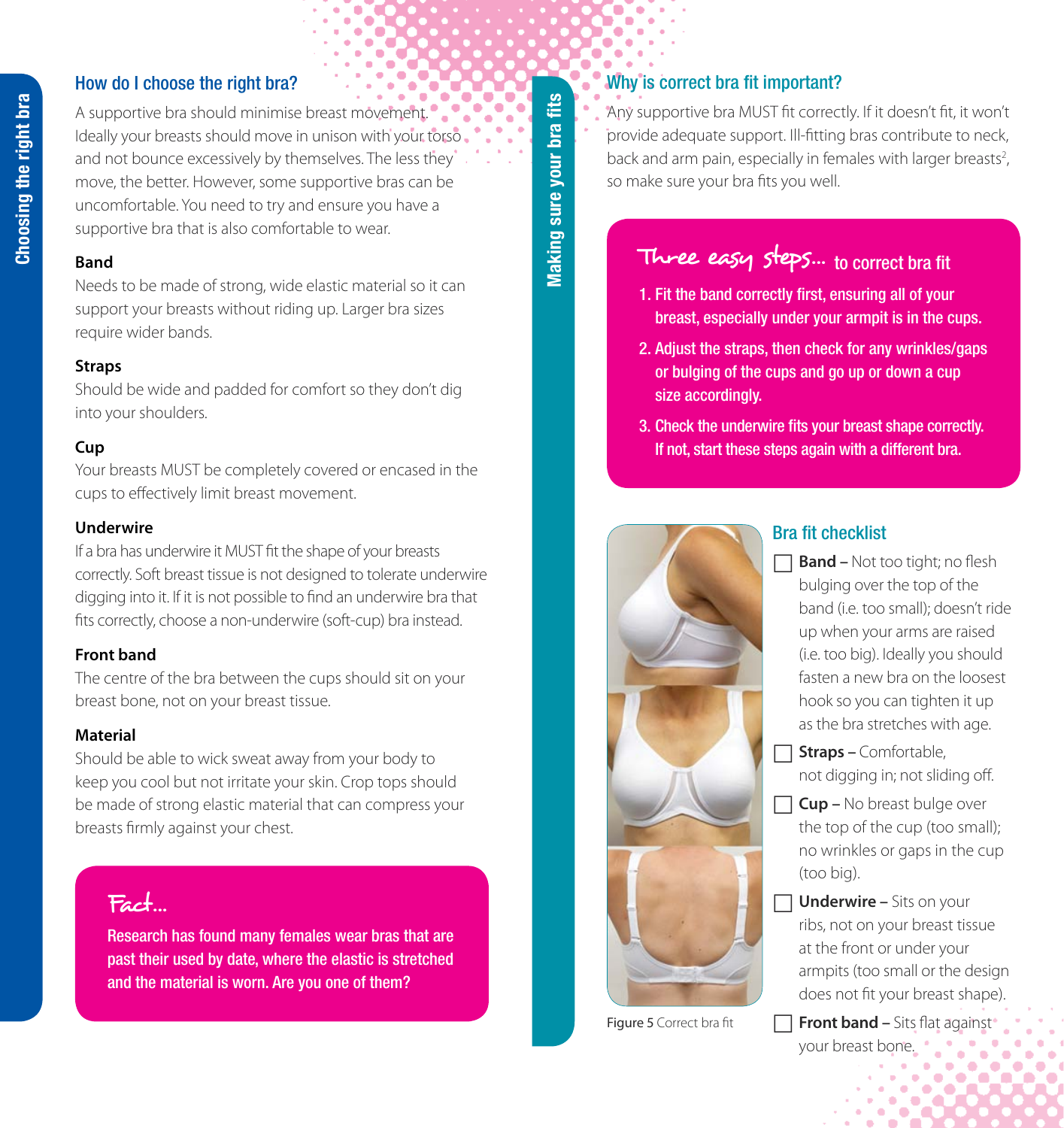## How do I choose the right bra?

A supportive bra should minimise breast movement. Ideally your breasts should move in unison with your torso and not bounce excessively by themselves. The less they move, the better. However, some supportive bras can be uncomfortable. You need to try and ensure you have a supportive bra that is also comfortable to wear.

### Band

Needs to be made of strong, wide elastic material so it can support your breasts without riding up. Larger bra sizes require wider bands.

### Straps

Should be wide and padded for comfort so they don't dig into your shoulders.

### Cup

Your breasts MUST be completely covered or encased in the cups to effectively limit breast movement.

### Underwire

If a bra has underwire it MUST fit the shape of your breasts correctly. Soft breast tissue is not designed to tolerate underwire digging into it. If it is not possible to find an underwire bra that fits correctly, choose a non-underwire (soft-cup) bra instead.

### Front band

The centre of the bra between the cups should sit on your breast bone, not on your breast tissue.

### Material

Should be able to wick sweat away from your body to keep you cool but not irritate your skin. Crop tops should be made of strong elastic material that can compress your breasts firmly against your chest.

**Fact...**

**Research has found many females wear bras that are past their used by date, where the elastic is stretched and the material is worn. Are you one of them?**

## Why is correct bra fit important?

Any supportive bra MUST fit correctly. If it doesn't fit, it won't provide adequate support. Ill-fitting bras contribute to neck, back and arm pain, especially in females with larger breasts[2], so make sure your bra fits you well.

**Three easy steps... to correct bra fit**

1. **Fit the band correctly first, ensuring all of your breast, especially under your armpit is in the cups.**
2. **Adjust the straps, then check for any wrinkles/gaps or bulging of the cups and go up or down a cup size accordingly.**
3. **Check the underwire fits your breast shape correctly. If not, start these steps again with a different bra.**

Figure 5 Correct bra fit

## Bra fit checklist

- ☐ **Band –** Not too tight; no flesh bulging over the top of the band (i.e. too small); doesn't ride up when your arms are raised (i.e. too big). Ideally you should fasten a new bra on the loosest hook so you can tighten it up as the bra stretches with age.
- ☐ **Straps –** Comfortable, not digging in; not sliding off.
- ☐ **Cup –** No breast bulge over the top of the cup (too small); no wrinkles or gaps in the cup (too big).
- ☐ **Underwire –** Sits on your ribs, not on your breast tissue at the front or under your armpits (too small or the design does not fit your breast shape).
- ☐ **Front band –** Sits flat against your breast bone.